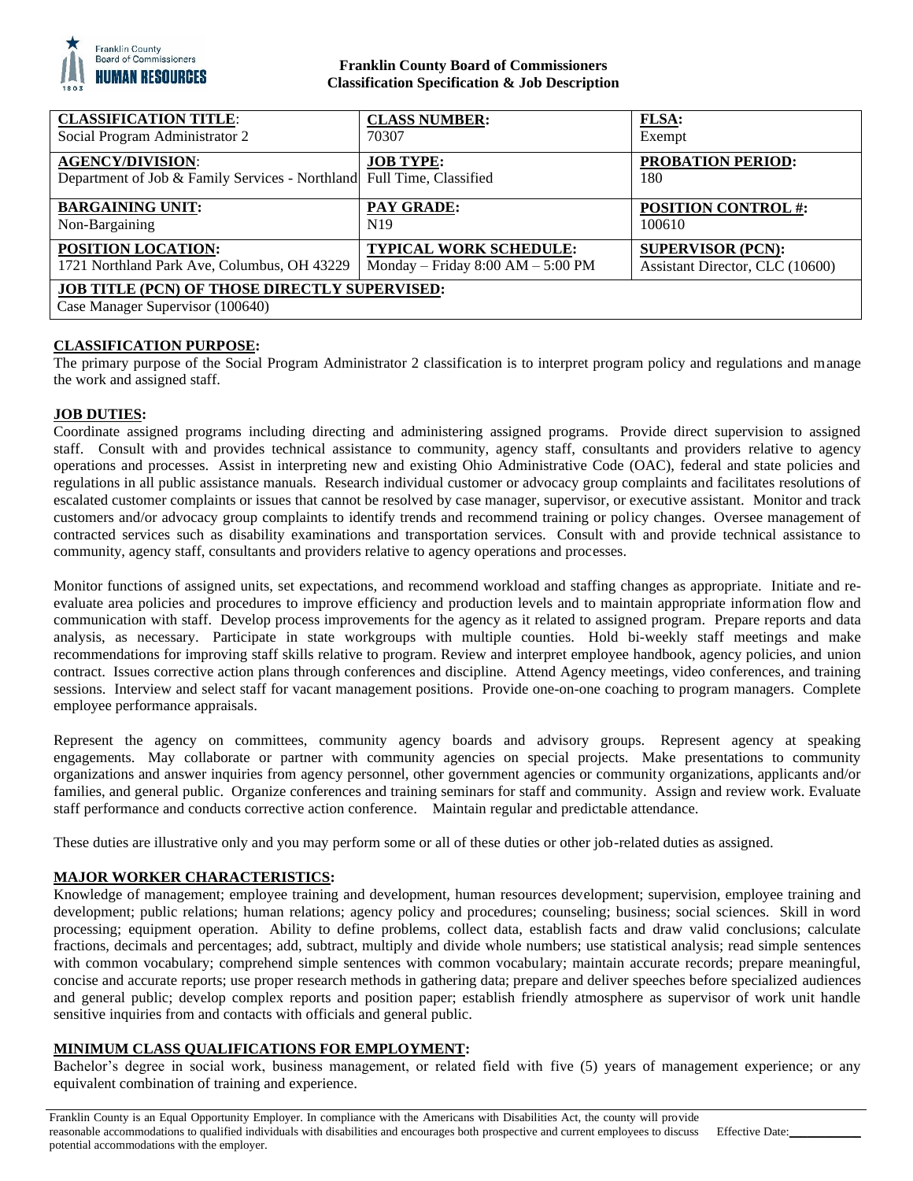**Franklin County Board of Commissioners**
**Classification Specification & Job Description**

| **CLASSIFICATION TITLE**: Social Program Administrator 2 | **CLASS NUMBER:** 70307 | **FLSA:** Exempt |
|---|---|---|
| **AGENCY/DIVISION**: Department of Job & Family Services - Northland | **JOB TYPE:** Full Time, Classified | **PROBATION PERIOD:** 180 |
| **BARGAINING UNIT:** Non-Bargaining | **PAY GRADE:** N19 | **POSITION CONTROL #:** 100610 |
| **POSITION LOCATION:** 1721 Northland Park Ave, Columbus, OH 43229 | **TYPICAL WORK SCHEDULE:** Monday – Friday 8:00 AM – 5:00 PM | **SUPERVISOR (PCN):** Assistant Director, CLC (10600) |
| **JOB TITLE (PCN) OF THOSE DIRECTLY SUPERVISED:** Case Manager Supervisor (100640) | | |

**CLASSIFICATION PURPOSE:**

The primary purpose of the Social Program Administrator 2 classification is to interpret program policy and regulations and manage the work and assigned staff.

**JOB DUTIES:**

Coordinate assigned programs including directing and administering assigned programs. Provide direct supervision to assigned staff. Consult with and provides technical assistance to community, agency staff, consultants and providers relative to agency operations and processes. Assist in interpreting new and existing Ohio Administrative Code (OAC), federal and state policies and regulations in all public assistance manuals. Research individual customer or advocacy group complaints and facilitates resolutions of escalated customer complaints or issues that cannot be resolved by case manager, supervisor, or executive assistant. Monitor and track customers and/or advocacy group complaints to identify trends and recommend training or policy changes. Oversee management of contracted services such as disability examinations and transportation services. Consult with and provide technical assistance to community, agency staff, consultants and providers relative to agency operations and processes.

Monitor functions of assigned units, set expectations, and recommend workload and staffing changes as appropriate. Initiate and re-evaluate area policies and procedures to improve efficiency and production levels and to maintain appropriate information flow and communication with staff. Develop process improvements for the agency as it related to assigned program. Prepare reports and data analysis, as necessary. Participate in state workgroups with multiple counties. Hold bi-weekly staff meetings and make recommendations for improving staff skills relative to program. Review and interpret employee handbook, agency policies, and union contract. Issues corrective action plans through conferences and discipline. Attend Agency meetings, video conferences, and training sessions. Interview and select staff for vacant management positions. Provide one-on-one coaching to program managers. Complete employee performance appraisals.

Represent the agency on committees, community agency boards and advisory groups. Represent agency at speaking engagements. May collaborate or partner with community agencies on special projects. Make presentations to community organizations and answer inquiries from agency personnel, other government agencies or community organizations, applicants and/or families, and general public. Organize conferences and training seminars for staff and community. Assign and review work. Evaluate staff performance and conducts corrective action conference. Maintain regular and predictable attendance.

These duties are illustrative only and you may perform some or all of these duties or other job-related duties as assigned.

**MAJOR WORKER CHARACTERISTICS:**

Knowledge of management; employee training and development, human resources development; supervision, employee training and development; public relations; human relations; agency policy and procedures; counseling; business; social sciences. Skill in word processing; equipment operation. Ability to define problems, collect data, establish facts and draw valid conclusions; calculate fractions, decimals and percentages; add, subtract, multiply and divide whole numbers; use statistical analysis; read simple sentences with common vocabulary; comprehend simple sentences with common vocabulary; maintain accurate records; prepare meaningful, concise and accurate reports; use proper research methods in gathering data; prepare and deliver speeches before specialized audiences and general public; develop complex reports and position paper; establish friendly atmosphere as supervisor of work unit handle sensitive inquiries from and contacts with officials and general public.

**MINIMUM CLASS QUALIFICATIONS FOR EMPLOYMENT:**

Bachelor's degree in social work, business management, or related field with five (5) years of management experience; or any equivalent combination of training and experience.

Franklin County is an Equal Opportunity Employer. In compliance with the Americans with Disabilities Act, the county will provide reasonable accommodations to qualified individuals with disabilities and encourages both prospective and current employees to discuss potential accommodations with the employer.

Effective Date:\_\_\_\_\_\_\_\_\_\_\_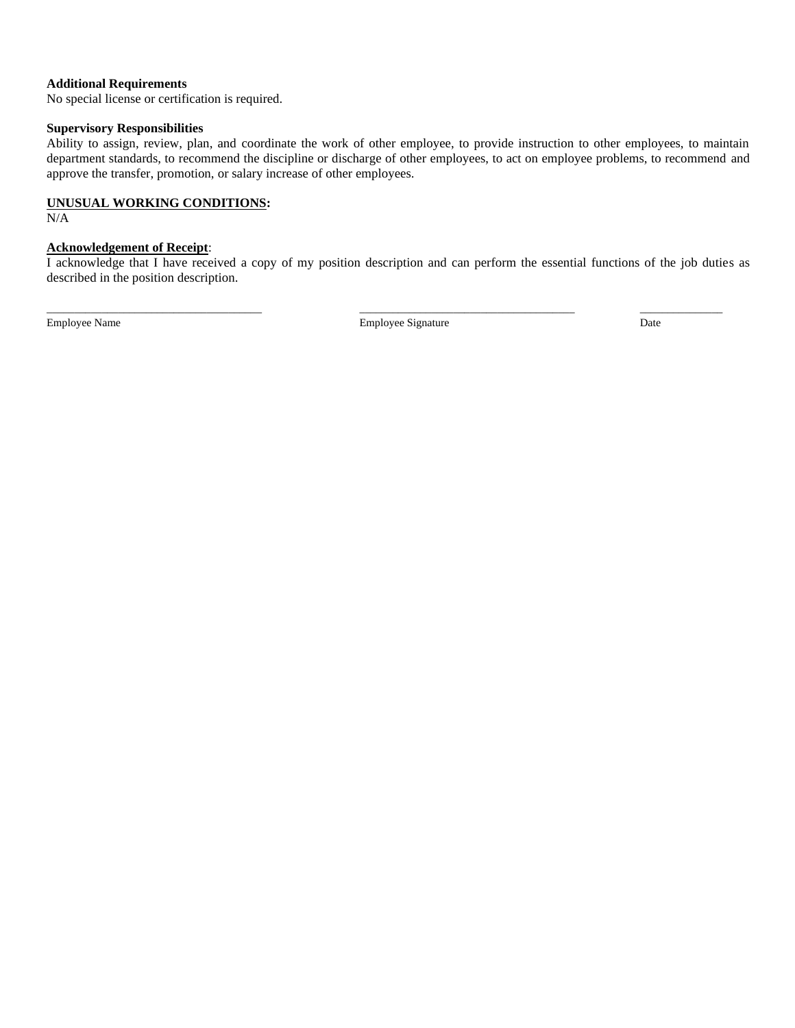**Additional Requirements**
No special license or certification is required.

**Supervisory Responsibilities**
Ability to assign, review, plan, and coordinate the work of other employee, to provide instruction to other employees, to maintain department standards, to recommend the discipline or discharge of other employees, to act on employee problems, to recommend and approve the transfer, promotion, or salary increase of other employees.

**UNUSUAL WORKING CONDITIONS:**
N/A

**Acknowledgement of Receipt**:
I acknowledge that I have received a copy of my position description and can perform the essential functions of the job duties as described in the position description.

| | | |
|---|---|---|
| ____________________________________ | ____________________________________ | ______________ |
| Employee Name | Employee Signature | Date |